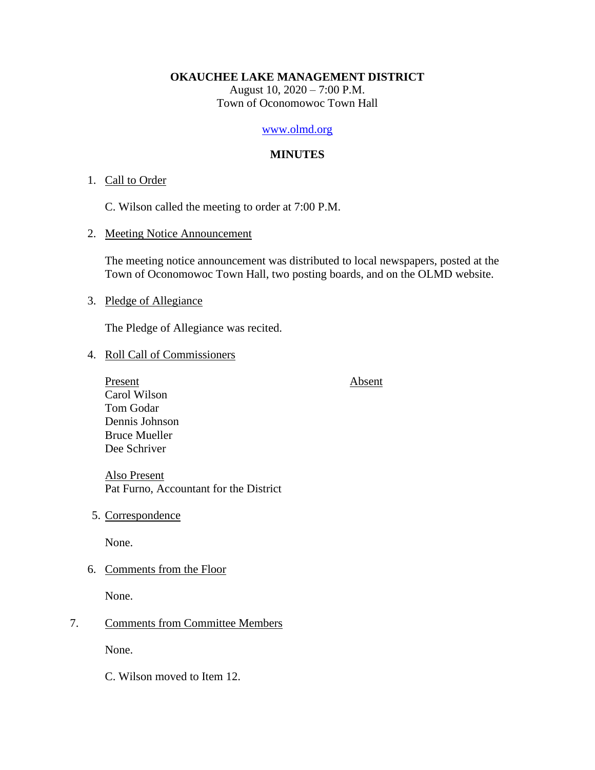**OKAUCHEE LAKE MANAGEMENT DISTRICT**
August 10, 2020 – 7:00 P.M.
Town of Oconomowoc Town Hall

www.olmd.org

**MINUTES**

1. Call to Order

   C. Wilson called the meeting to order at 7:00 P.M.

2. Meeting Notice Announcement

   The meeting notice announcement was distributed to local newspapers, posted at the Town of Oconomowoc Town Hall, two posting boards, and on the OLMD website.

3. Pledge of Allegiance

   The Pledge of Allegiance was recited.

4. Roll Call of Commissioners

| Present | Absent |
|---|---|
| Carol Wilson | |
| Tom Godar | |
| Dennis Johnson | |
| Bruce Mueller | |
| Dee Schriver | |

   Also Present
   Pat Furno, Accountant for the District

5. Correspondence

   None.

6. Comments from the Floor

   None.

7. Comments from Committee Members

   None.

   C. Wilson moved to Item 12.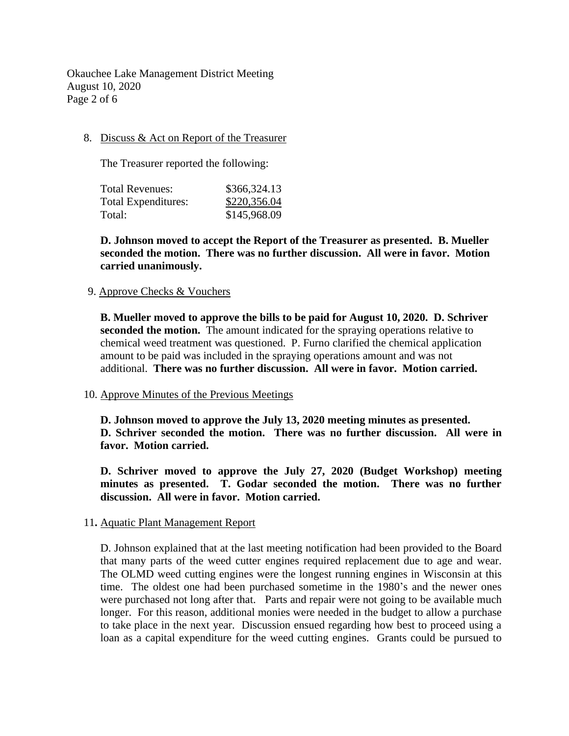8. Discuss & Act on Report of the Treasurer

   The Treasurer reported the following:

   | | |
   |---|---|
   | Total Revenues: | \$366,324.13 |
   | Total Expenditures: | \$220,356.04 |
   | Total: | \$145,968.09 |

   **D. Johnson moved to accept the Report of the Treasurer as presented. B. Mueller seconded the motion. There was no further discussion. All were in favor. Motion carried unanimously.**

9. Approve Checks & Vouchers

   **B. Mueller moved to approve the bills to be paid for August 10, 2020. D. Schriver seconded the motion.** The amount indicated for the spraying operations relative to chemical weed treatment was questioned. P. Furno clarified the chemical application amount to be paid was included in the spraying operations amount and was not additional. **There was no further discussion. All were in favor. Motion carried.**

10. Approve Minutes of the Previous Meetings

    **D. Johnson moved to approve the July 13, 2020 meeting minutes as presented. D. Schriver seconded the motion. There was no further discussion. All were in favor. Motion carried.**

    **D. Schriver moved to approve the July 27, 2020 (Budget Workshop) meeting minutes as presented. T. Godar seconded the motion. There was no further discussion. All were in favor. Motion carried.**

11. Aquatic Plant Management Report

    D. Johnson explained that at the last meeting notification had been provided to the Board that many parts of the weed cutter engines required replacement due to age and wear. The OLMD weed cutting engines were the longest running engines in Wisconsin at this time. The oldest one had been purchased sometime in the 1980's and the newer ones were purchased not long after that. Parts and repair were not going to be available much longer. For this reason, additional monies were needed in the budget to allow a purchase to take place in the next year. Discussion ensued regarding how best to proceed using a loan as a capital expenditure for the weed cutting engines. Grants could be pursued to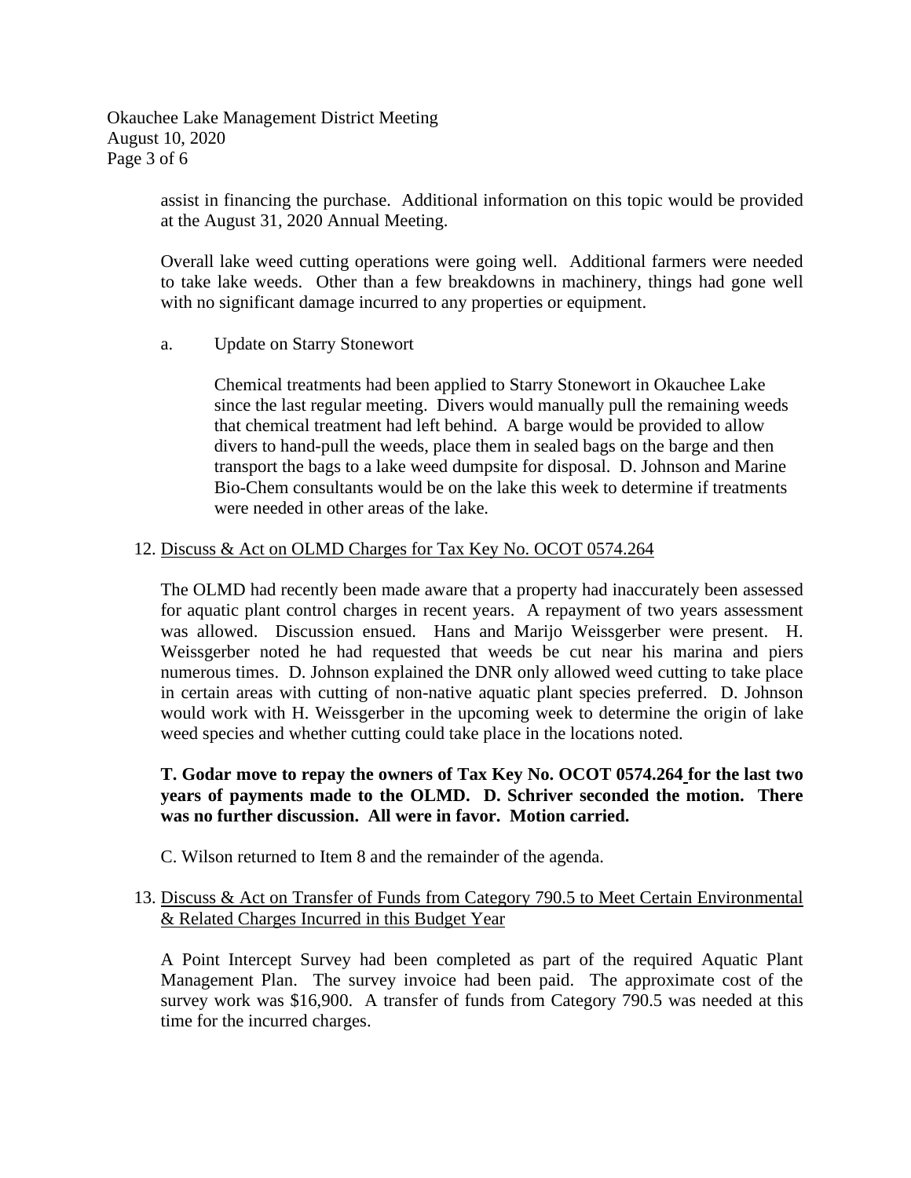assist in financing the purchase. Additional information on this topic would be provided at the August 31, 2020 Annual Meeting.

Overall lake weed cutting operations were going well. Additional farmers were needed to take lake weeds. Other than a few breakdowns in machinery, things had gone well with no significant damage incurred to any properties or equipment.

a. Update on Starry Stonewort

Chemical treatments had been applied to Starry Stonewort in Okauchee Lake since the last regular meeting. Divers would manually pull the remaining weeds that chemical treatment had left behind. A barge would be provided to allow divers to hand-pull the weeds, place them in sealed bags on the barge and then transport the bags to a lake weed dumpsite for disposal. D. Johnson and Marine Bio-Chem consultants would be on the lake this week to determine if treatments were needed in other areas of the lake.

12. Discuss & Act on OLMD Charges for Tax Key No. OCOT 0574.264

The OLMD had recently been made aware that a property had inaccurately been assessed for aquatic plant control charges in recent years. A repayment of two years assessment was allowed. Discussion ensued. Hans and Marijo Weissgerber were present. H. Weissgerber noted he had requested that weeds be cut near his marina and piers numerous times. D. Johnson explained the DNR only allowed weed cutting to take place in certain areas with cutting of non-native aquatic plant species preferred. D. Johnson would work with H. Weissgerber in the upcoming week to determine the origin of lake weed species and whether cutting could take place in the locations noted.

**T. Godar move to repay the owners of Tax Key No. OCOT 0574.264 for the last two years of payments made to the OLMD. D. Schriver seconded the motion. There was no further discussion. All were in favor. Motion carried.**

C. Wilson returned to Item 8 and the remainder of the agenda.

13. Discuss & Act on Transfer of Funds from Category 790.5 to Meet Certain Environmental & Related Charges Incurred in this Budget Year

A Point Intercept Survey had been completed as part of the required Aquatic Plant Management Plan. The survey invoice had been paid. The approximate cost of the survey work was $16,900. A transfer of funds from Category 790.5 was needed at this time for the incurred charges.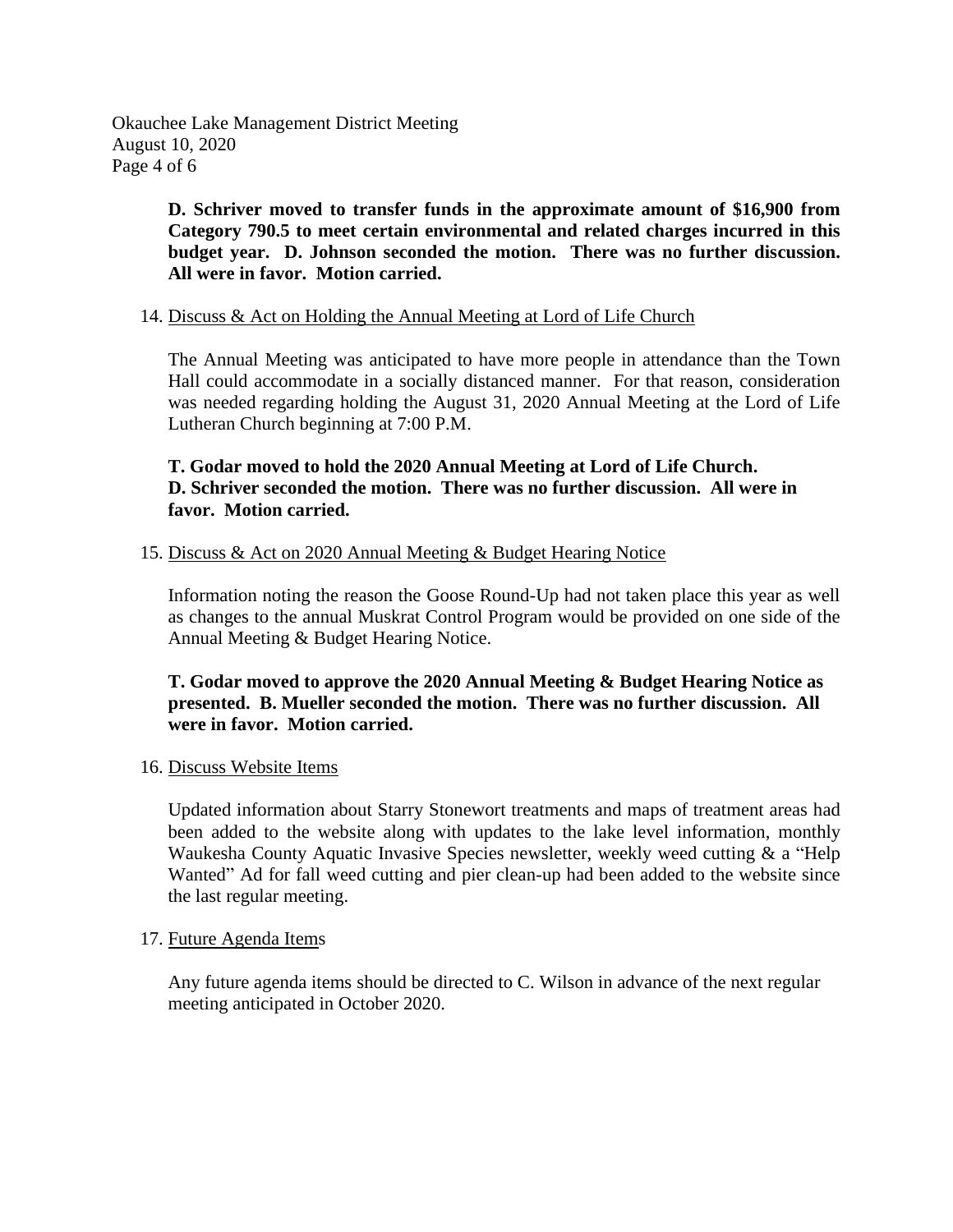**D. Schriver moved to transfer funds in the approximate amount of $16,900 from Category 790.5 to meet certain environmental and related charges incurred in this budget year. D. Johnson seconded the motion. There was no further discussion. All were in favor. Motion carried.**

14. Discuss & Act on Holding the Annual Meeting at Lord of Life Church

The Annual Meeting was anticipated to have more people in attendance than the Town Hall could accommodate in a socially distanced manner. For that reason, consideration was needed regarding holding the August 31, 2020 Annual Meeting at the Lord of Life Lutheran Church beginning at 7:00 P.M.

**T. Godar moved to hold the 2020 Annual Meeting at Lord of Life Church. D. Schriver seconded the motion. There was no further discussion. All were in favor. Motion carried.**

15. Discuss & Act on 2020 Annual Meeting & Budget Hearing Notice

Information noting the reason the Goose Round-Up had not taken place this year as well as changes to the annual Muskrat Control Program would be provided on one side of the Annual Meeting & Budget Hearing Notice.

**T. Godar moved to approve the 2020 Annual Meeting & Budget Hearing Notice as presented. B. Mueller seconded the motion. There was no further discussion. All were in favor. Motion carried.**

16. Discuss Website Items

Updated information about Starry Stonewort treatments and maps of treatment areas had been added to the website along with updates to the lake level information, monthly Waukesha County Aquatic Invasive Species newsletter, weekly weed cutting & a "Help Wanted" Ad for fall weed cutting and pier clean-up had been added to the website since the last regular meeting.

17. Future Agenda Items

Any future agenda items should be directed to C. Wilson in advance of the next regular meeting anticipated in October 2020.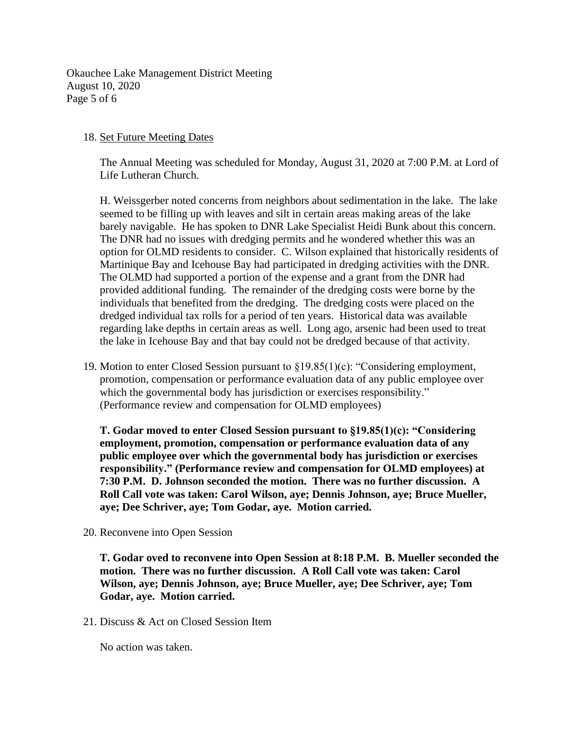18. <u>Set Future Meeting Dates</u>

    The Annual Meeting was scheduled for Monday, August 31, 2020 at 7:00 P.M. at Lord of Life Lutheran Church.

    H. Weissgerber noted concerns from neighbors about sedimentation in the lake. The lake seemed to be filling up with leaves and silt in certain areas making areas of the lake barely navigable. He has spoken to DNR Lake Specialist Heidi Bunk about this concern. The DNR had no issues with dredging permits and he wondered whether this was an option for OLMD residents to consider. C. Wilson explained that historically residents of Martinique Bay and Icehouse Bay had participated in dredging activities with the DNR. The OLMD had supported a portion of the expense and a grant from the DNR had provided additional funding. The remainder of the dredging costs were borne by the individuals that benefited from the dredging. The dredging costs were placed on the dredged individual tax rolls for a period of ten years. Historical data was available regarding lake depths in certain areas as well. Long ago, arsenic had been used to treat the lake in Icehouse Bay and that bay could not be dredged because of that activity.

19. Motion to enter Closed Session pursuant to §19.85(1)(c): "Considering employment, promotion, compensation or performance evaluation data of any public employee over which the governmental body has jurisdiction or exercises responsibility." (Performance review and compensation for OLMD employees)

    **T. Godar moved to enter Closed Session pursuant to §19.85(1)(c): "Considering employment, promotion, compensation or performance evaluation data of any public employee over which the governmental body has jurisdiction or exercises responsibility." (Performance review and compensation for OLMD employees) at 7:30 P.M. D. Johnson seconded the motion. There was no further discussion. A Roll Call vote was taken: Carol Wilson, aye; Dennis Johnson, aye; Bruce Mueller, aye; Dee Schriver, aye; Tom Godar, aye. Motion carried.**

20. Reconvene into Open Session

    **T. Godar oved to reconvene into Open Session at 8:18 P.M. B. Mueller seconded the motion. There was no further discussion. A Roll Call vote was taken: Carol Wilson, aye; Dennis Johnson, aye; Bruce Mueller, aye; Dee Schriver, aye; Tom Godar, aye. Motion carried.**

21. Discuss & Act on Closed Session Item

    No action was taken.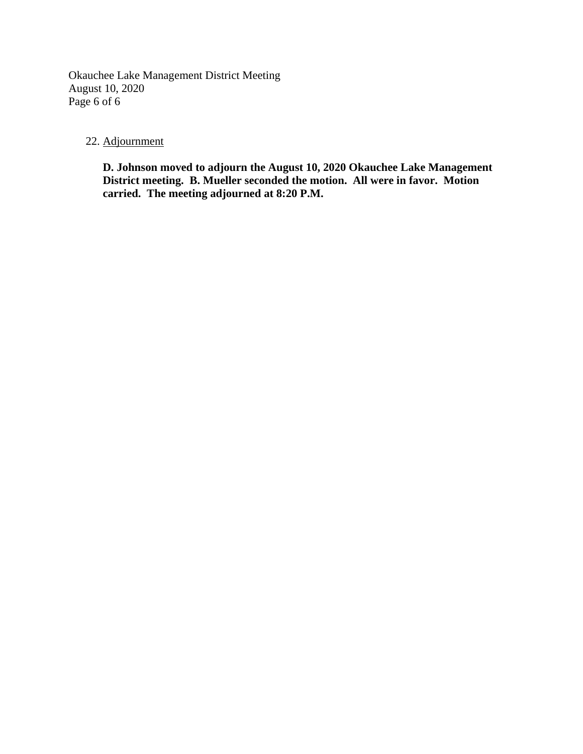22. Adjournment

**D. Johnson moved to adjourn the August 10, 2020 Okauchee Lake Management District meeting. B. Mueller seconded the motion. All were in favor. Motion carried. The meeting adjourned at 8:20 P.M.**